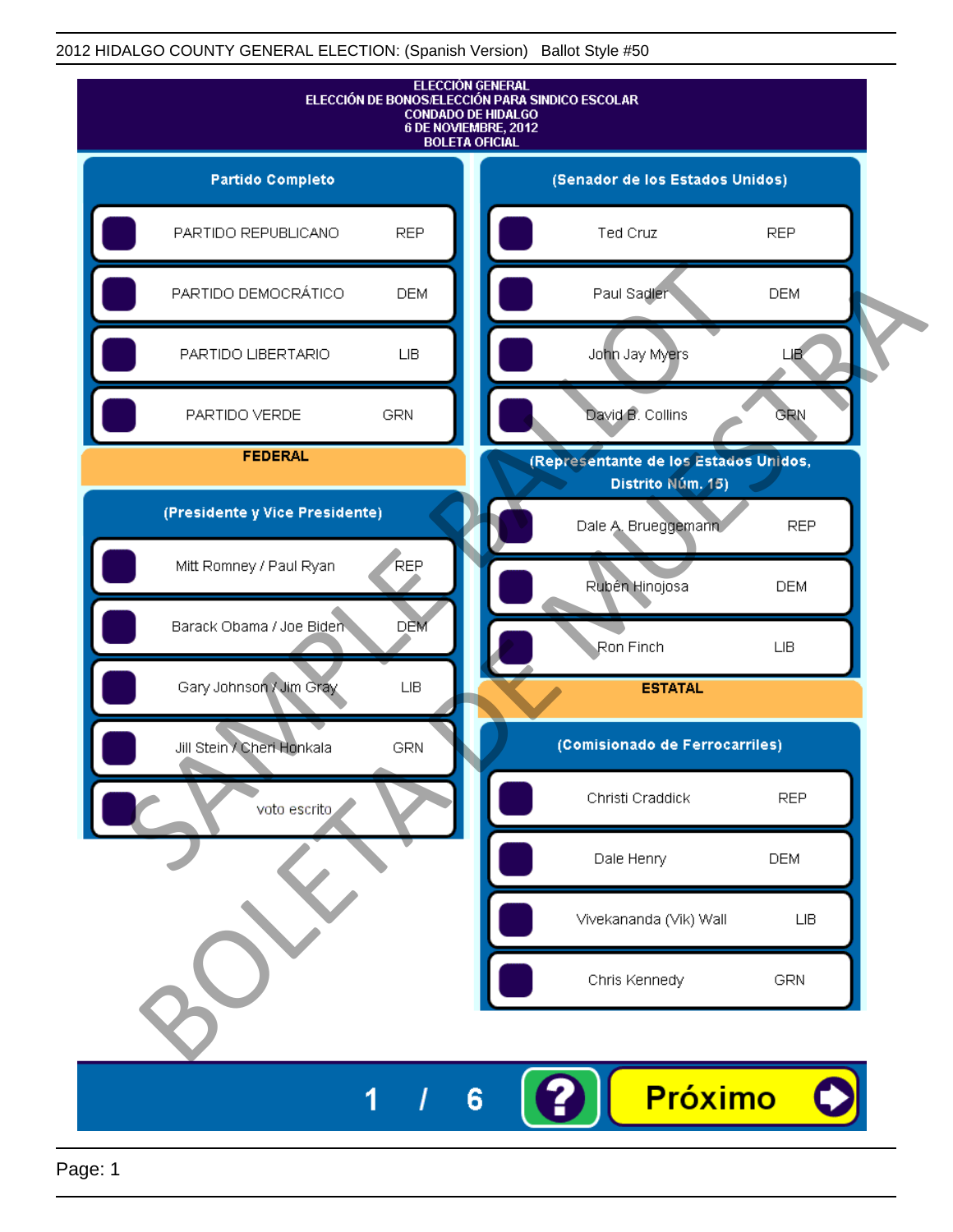2012 HIDALGO COUNTY GENERAL ELECTION: (Spanish Version) Ballot Style #50

# ELECCIÓN GENERAL
## ELECCIÓN DE BONOS/ELECCIÓN PARA SINDICO ESCOLAR
## CONDADO DE HIDALGO
## 6 DE NOVIEMBRE, 2012
## BOLETA OFICIAL

### Partido Completo

| Partido | |
|---|---|
| PARTIDO REPUBLICANO | REP |
| PARTIDO DEMOCRÁTICO | DEM |
| PARTIDO LIBERTARIO | LIB |
| PARTIDO VERDE | GRN |

### FEDERAL

### (Presidente y Vice Presidente)

| Candidato | |
|---|---|
| Mitt Romney / Paul Ryan | REP |
| Barack Obama / Joe Biden | DEM |
| Gary Johnson / Jim Gray | LIB |
| Jill Stein / Cheri Honkala | GRN |
| voto escrito | |

### (Senador de los Estados Unidos)

| Candidato | |
|---|---|
| Ted Cruz | REP |
| Paul Sadler | DEM |
| John Jay Myers | LIB |
| David B. Collins | GRN |

### (Representante de los Estados Unidos, Distrito Núm. 15)

| Candidato | |
|---|---|
| Dale A. Brueggemann | REP |
| Rubén Hinojosa | DEM |
| Ron Finch | LIB |

### ESTATAL

### (Comisionado de Ferrocarriles)

| Candidato | |
|---|---|
| Christi Craddick | REP |
| Dale Henry | DEM |
| Vivekananda (Vik) Wall | LIB |
| Chris Kennedy | GRN |

SAMPLE BALLOT / BOLETA DE MUESTRA

1 / 6 Próximo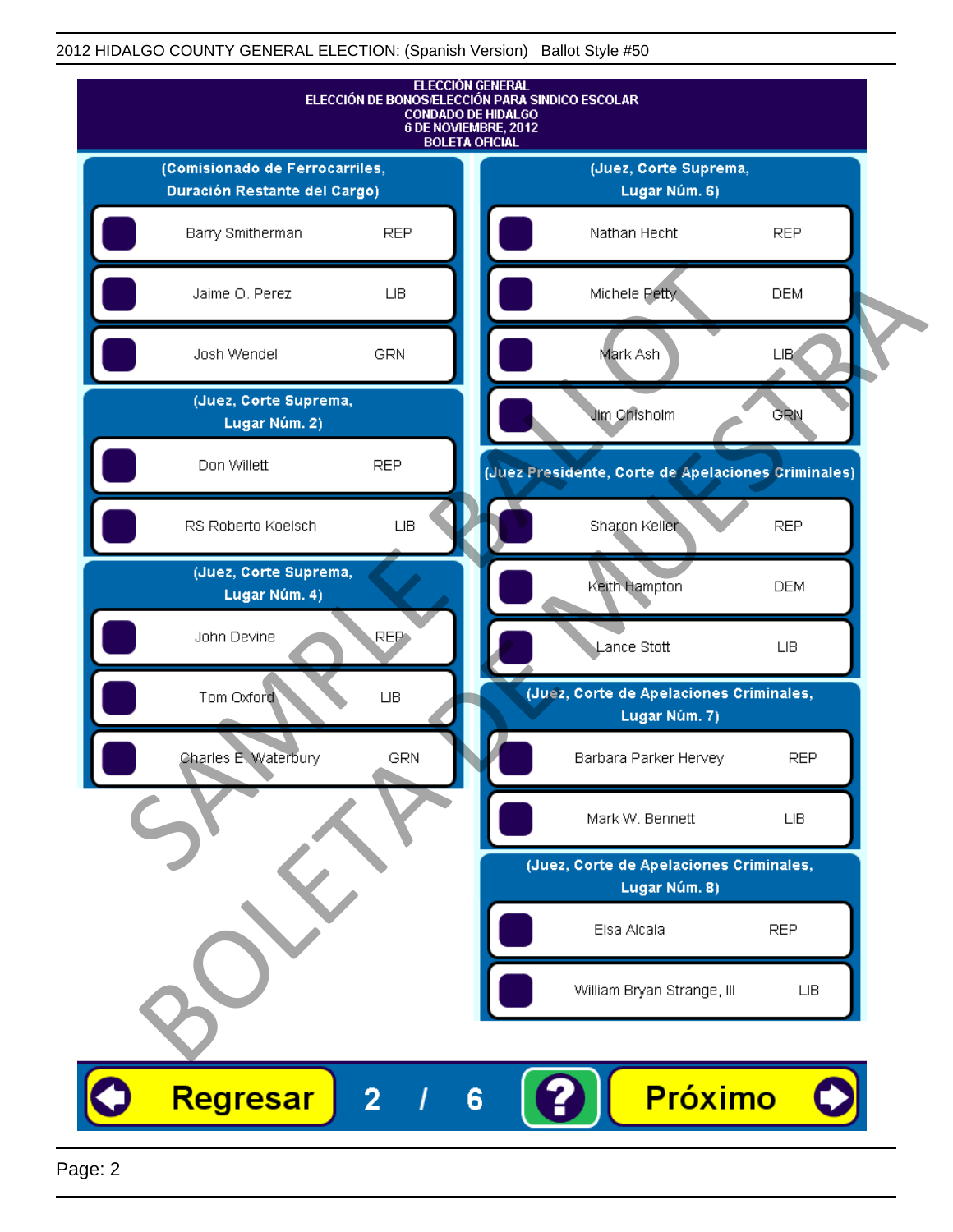2012 HIDALGO COUNTY GENERAL ELECTION: (Spanish Version) Ballot Style #50

**ELECCIÓN GENERAL**
**ELECCIÓN DE BONOS/ELECCIÓN PARA SINDICO ESCOLAR**
**CONDADO DE HIDALGO**
**6 DE NOVIEMBRE, 2012**
**BOLETA OFICIAL**

**(Comisionado de Ferrocarriles, Duración Restante del Cargo)**

| Candidato | Partido |
|---|---|
| Barry Smitherman | REP |
| Jaime O. Perez | LIB |
| Josh Wendel | GRN |

**(Juez, Corte Suprema, Lugar Núm. 2)**

| Candidato | Partido |
|---|---|
| Don Willett | REP |
| RS Roberto Koelsch | LIB |

**(Juez, Corte Suprema, Lugar Núm. 4)**

| Candidato | Partido |
|---|---|
| John Devine | REP |
| Tom Oxford | LIB |
| Charles E. Waterbury | GRN |

**(Juez, Corte Suprema, Lugar Núm. 6)**

| Candidato | Partido |
|---|---|
| Nathan Hecht | REP |
| Michele Petty | DEM |
| Mark Ash | LIB |
| Jim Chisholm | GRN |

**(Juez Presidente, Corte de Apelaciones Criminales)**

| Candidato | Partido |
|---|---|
| Sharon Keller | REP |
| Keith Hampton | DEM |
| Lance Stott | LIB |

**(Juez, Corte de Apelaciones Criminales, Lugar Núm. 7)**

| Candidato | Partido |
|---|---|
| Barbara Parker Hervey | REP |
| Mark W. Bennett | LIB |

**(Juez, Corte de Apelaciones Criminales, Lugar Núm. 8)**

| Candidato | Partido |
|---|---|
| Elsa Alcala | REP |
| William Bryan Strange, III | LIB |

SAMPLE BALLOT — BOLETA DE MUESTRA

Regresar 2 / 6 ? Próximo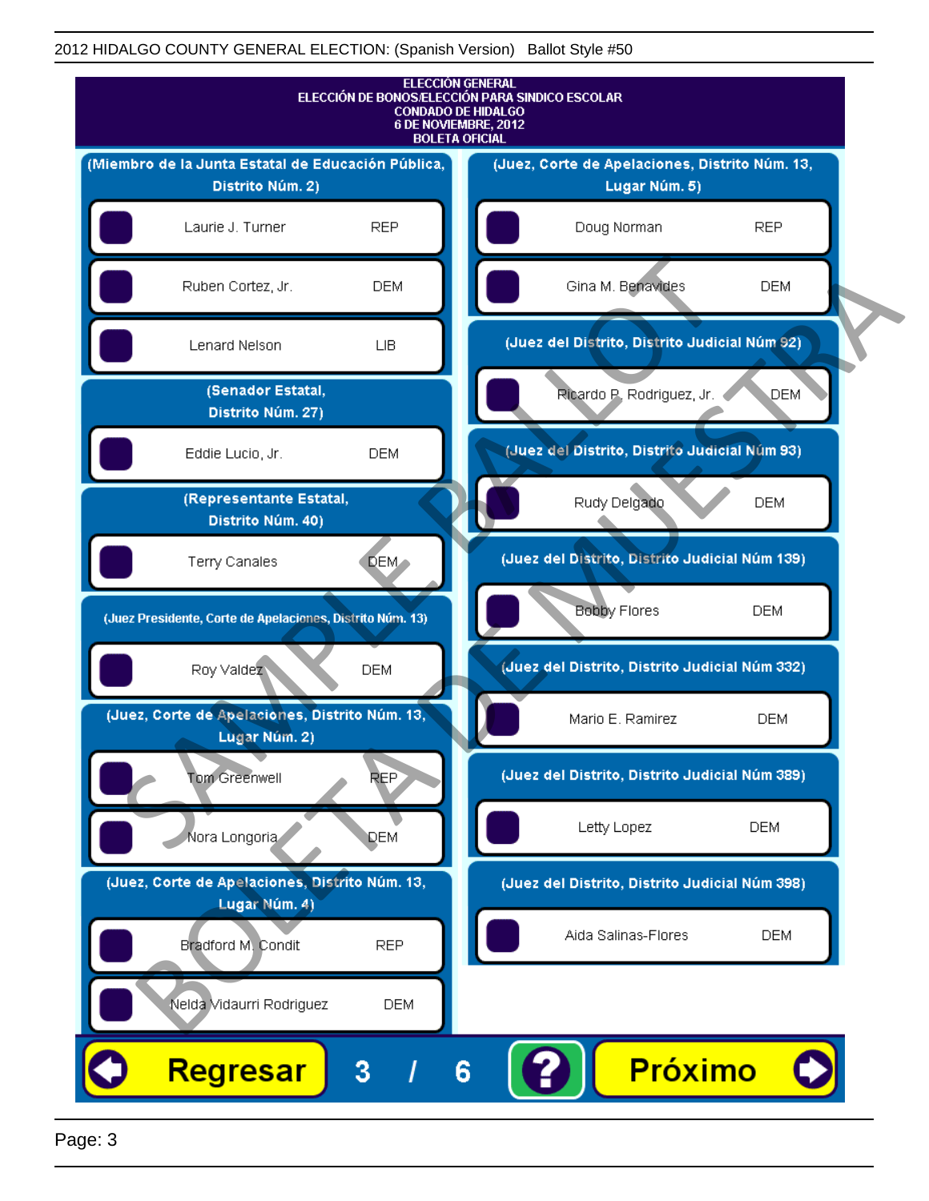## ELECCIÓN GENERAL
## ELECCIÓN DE BONOS/ELECCIÓN PARA SINDICO ESCOLAR
## CONDADO DE HIDALGO
## 6 DE NOVIEMBRE, 2012
## BOLETA OFICIAL

**(Miembro de la Junta Estatal de Educación Pública, Distrito Núm. 2)**

- Laurie J. Turner — REP
- Ruben Cortez, Jr. — DEM
- Lenard Nelson — LIB

**(Senador Estatal, Distrito Núm. 27)**

- Eddie Lucio, Jr. — DEM

**(Representante Estatal, Distrito Núm. 40)**

- Terry Canales — DEM

**(Juez Presidente, Corte de Apelaciones, Distrito Núm. 13)**

- Roy Valdez — DEM

**(Juez, Corte de Apelaciones, Distrito Núm. 13, Lugar Núm. 2)**

- Tom Greenwell — REP
- Nora Longoria — DEM

**(Juez, Corte de Apelaciones, Distrito Núm. 13, Lugar Núm. 4)**

- Bradford M. Condit — REP
- Nelda Vidaurri Rodriguez — DEM

**(Juez, Corte de Apelaciones, Distrito Núm. 13, Lugar Núm. 5)**

- Doug Norman — REP
- Gina M. Benavides — DEM

**(Juez del Distrito, Distrito Judicial Núm 92)**

- Ricardo P. Rodriguez, Jr. — DEM

**(Juez del Distrito, Distrito Judicial Núm 93)**

- Rudy Delgado — DEM

**(Juez del Distrito, Distrito Judicial Núm 139)**

- Bobby Flores — DEM

**(Juez del Distrito, Distrito Judicial Núm 332)**

- Mario E. Ramirez — DEM

**(Juez del Distrito, Distrito Judicial Núm 389)**

- Letty Lopez — DEM

**(Juez del Distrito, Distrito Judicial Núm 398)**

- Aida Salinas-Flores — DEM

Regresar | 3 / 6 | ? | Próximo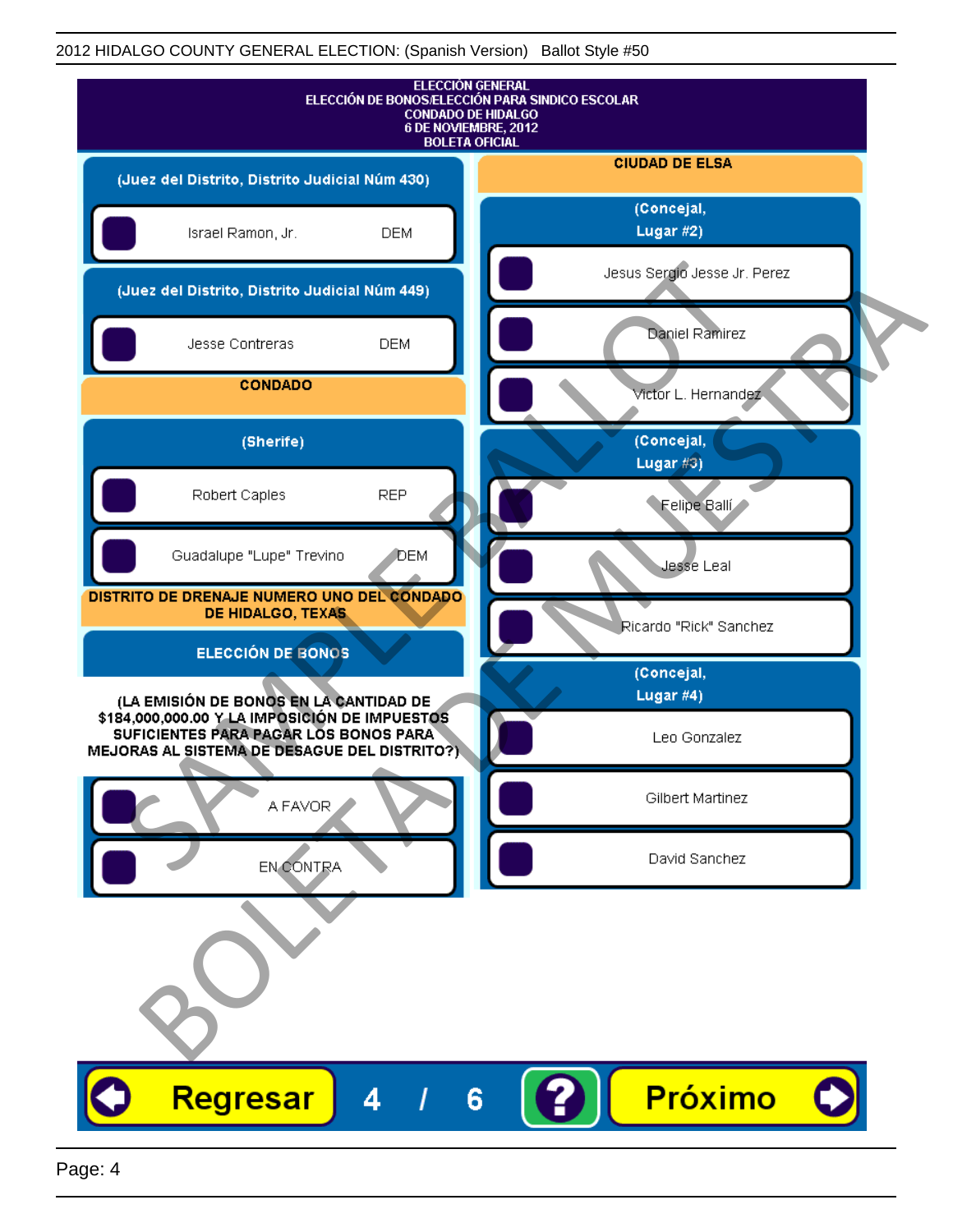# ELECCIÓN GENERAL
## ELECCIÓN DE BONOS/ELECCIÓN PARA SINDICO ESCOLAR
## CONDADO DE HIDALGO
## 6 DE NOVIEMBRE, 2012
## BOLETA OFICIAL

### (Juez del Distrito, Distrito Judicial Núm 430)

- Israel Ramon, Jr. — DEM

### (Juez del Distrito, Distrito Judicial Núm 449)

- Jesse Contreras — DEM

## CONDADO

### (Sherife)

- Robert Caples — REP
- Guadalupe "Lupe" Trevino — DEM

## DISTRITO DE DRENAJE NUMERO UNO DEL CONDADO DE HIDALGO, TEXAS

### ELECCIÓN DE BONOS

**(LA EMISIÓN DE BONOS EN LA CANTIDAD DE $184,000,000.00 Y LA IMPOSICIÓN DE IMPUESTOS SUFICIENTES PARA PAGAR LOS BONOS PARA MEJORAS AL SISTEMA DE DESAGUE DEL DISTRITO?)**

- A FAVOR
- EN CONTRA

## CIUDAD DE ELSA

### (Concejal, Lugar #2)

- Jesus Sergio Jesse Jr. Perez
- Daniel Ramirez
- Victor L. Hernandez

### (Concejal, Lugar #3)

- Felipe Ballí
- Jesse Leal
- Ricardo "Rick" Sanchez

### (Concejal, Lugar #4)

- Leo Gonzalez
- Gilbert Martinez
- David Sanchez

Regresar 4 / 6 ? Próximo

SAMPLE BALLOT / BOLETA DE MUESTRA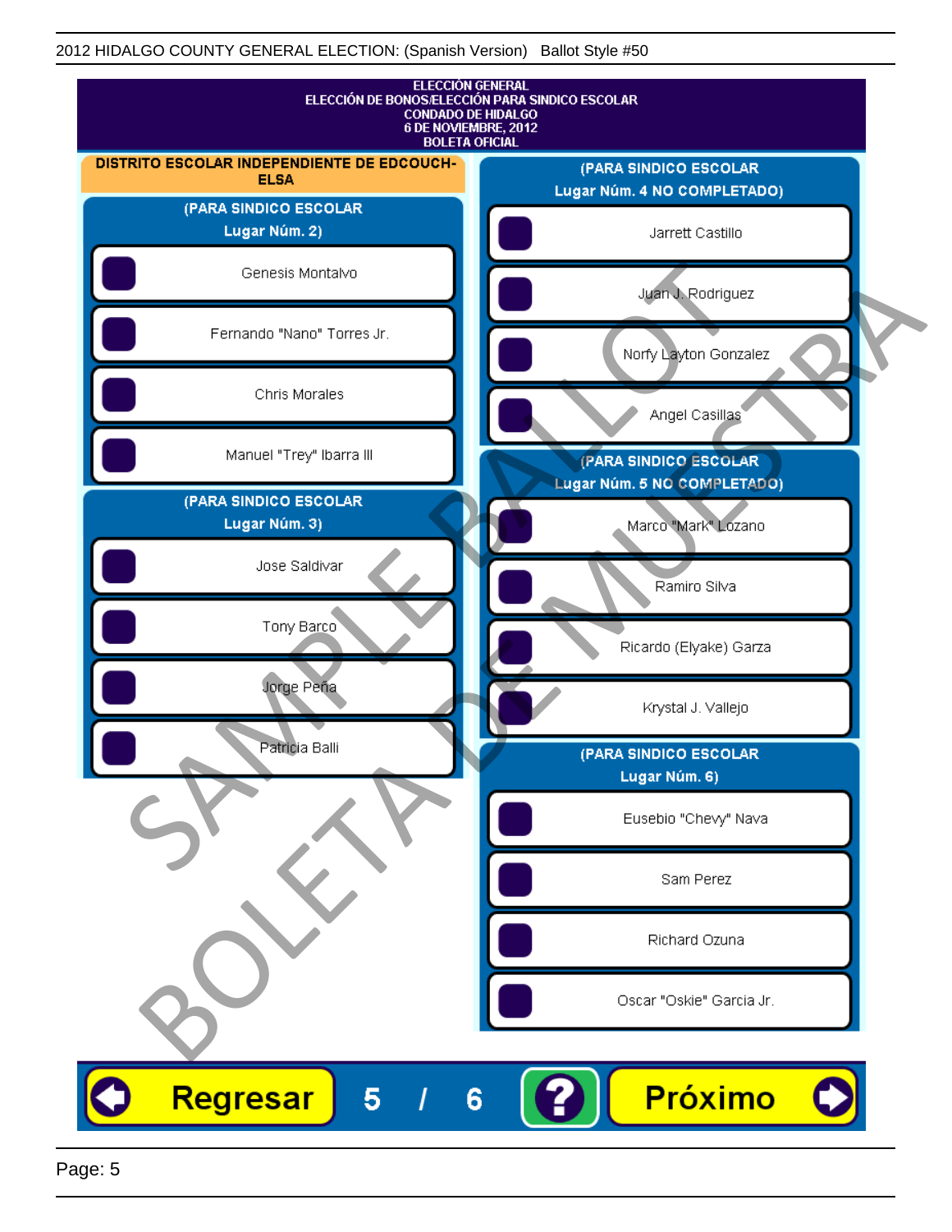2012 HIDALGO COUNTY GENERAL ELECTION: (Spanish Version) Ballot Style #50

# ELECCIÓN GENERAL
# ELECCIÓN DE BONOS/ELECCIÓN PARA SINDICO ESCOLAR
# CONDADO DE HIDALGO
# 6 DE NOVIEMBRE, 2012
# BOLETA OFICIAL

## DISTRITO ESCOLAR INDEPENDIENTE DE EDCOUCH-ELSA

### (PARA SINDICO ESCOLAR Lugar Núm. 2)

- Genesis Montalvo
- Fernando "Nano" Torres Jr.
- Chris Morales
- Manuel "Trey" Ibarra III

### (PARA SINDICO ESCOLAR Lugar Núm. 3)

- Jose Saldivar
- Tony Barco
- Jorge Peña
- Patricia Balli

### (PARA SINDICO ESCOLAR Lugar Núm. 4 NO COMPLETADO)

- Jarrett Castillo
- Juan J. Rodriguez
- Norfy Layton Gonzalez
- Angel Casillas

### (PARA SINDICO ESCOLAR Lugar Núm. 5 NO COMPLETADO)

- Marco "Mark" Lozano
- Ramiro Silva
- Ricardo (Elyake) Garza
- Krystal J. Vallejo

### (PARA SINDICO ESCOLAR Lugar Núm. 6)

- Eusebio "Chevy" Nava
- Sam Perez
- Richard Ozuna
- Oscar "Oskie" Garcia Jr.

SAMPLE BALLOT
BOLETA DE MUESTRA

Regresar   5 / 6   ?   Próximo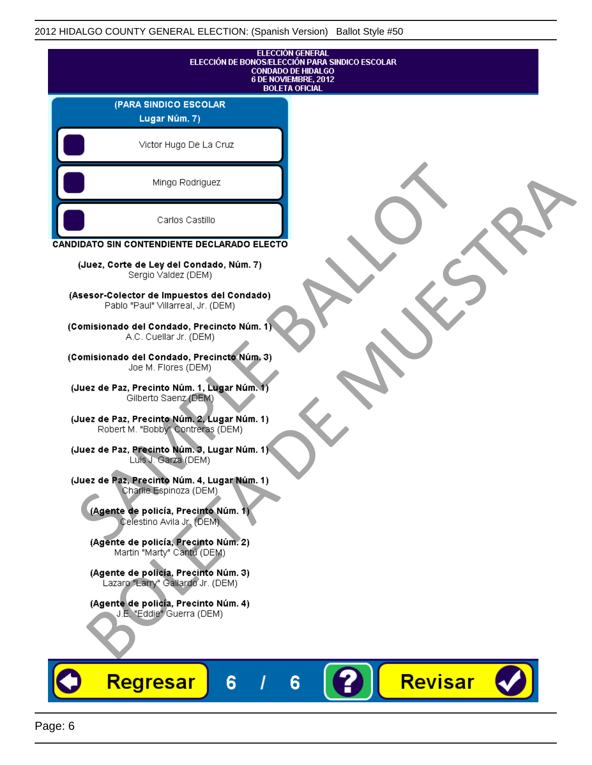**ELECCIÓN GENERAL**
**ELECCIÓN DE BONOS/ELECCIÓN PARA SINDICO ESCOLAR**
**CONDADO DE HIDALGO**
**6 DE NOVIEMBRE, 2012**
**BOLETA OFICIAL**

**(PARA SINDICO ESCOLAR Lugar Núm. 7)**

- Victor Hugo De La Cruz
- Mingo Rodriguez
- Carlos Castillo

**CANDIDATO SIN CONTENDIENTE DECLARADO ELECTO**

**(Juez, Corte de Ley del Condado, Núm. 7)**
Sergio Valdez (DEM)

**(Asesor-Colector de Impuestos del Condado)**
Pablo "Paul" Villarreal, Jr. (DEM)

**(Comisionado del Condado, Precincto Núm. 1)**
A.C. Cuellar Jr. (DEM)

**(Comisionado del Condado, Precincto Núm. 3)**
Joe M. Flores (DEM)

**(Juez de Paz, Precinto Núm. 1, Lugar Núm. 1)**
Gilberto Saenz (DEM)

**(Juez de Paz, Precinto Núm. 2, Lugar Núm. 1)**
Robert M. "Bobby" Contreras (DEM)

**(Juez de Paz, Precinto Núm. 3, Lugar Núm. 1)**
Luis J. Garza (DEM)

**(Juez de Paz, Precinto Núm. 4, Lugar Núm. 1)**
Charlie Espinoza (DEM)

**(Agente de policía, Precinto Núm. 1)**
Celestino Avila Jr. (DEM)

**(Agente de policía, Precinto Núm. 2)**
Martin "Marty" Cantú (DEM)

**(Agente de policía, Precinto Núm. 3)**
Lazaro "Larry" Gallardo Jr. (DEM)

**(Agente de policía, Precinto Núm. 4)**
J.E. "Eddie" Guerra (DEM)

Regresar 6 / 6 ? Revisar

SAMPLE BALLOT
BOLETA DE MUESTRA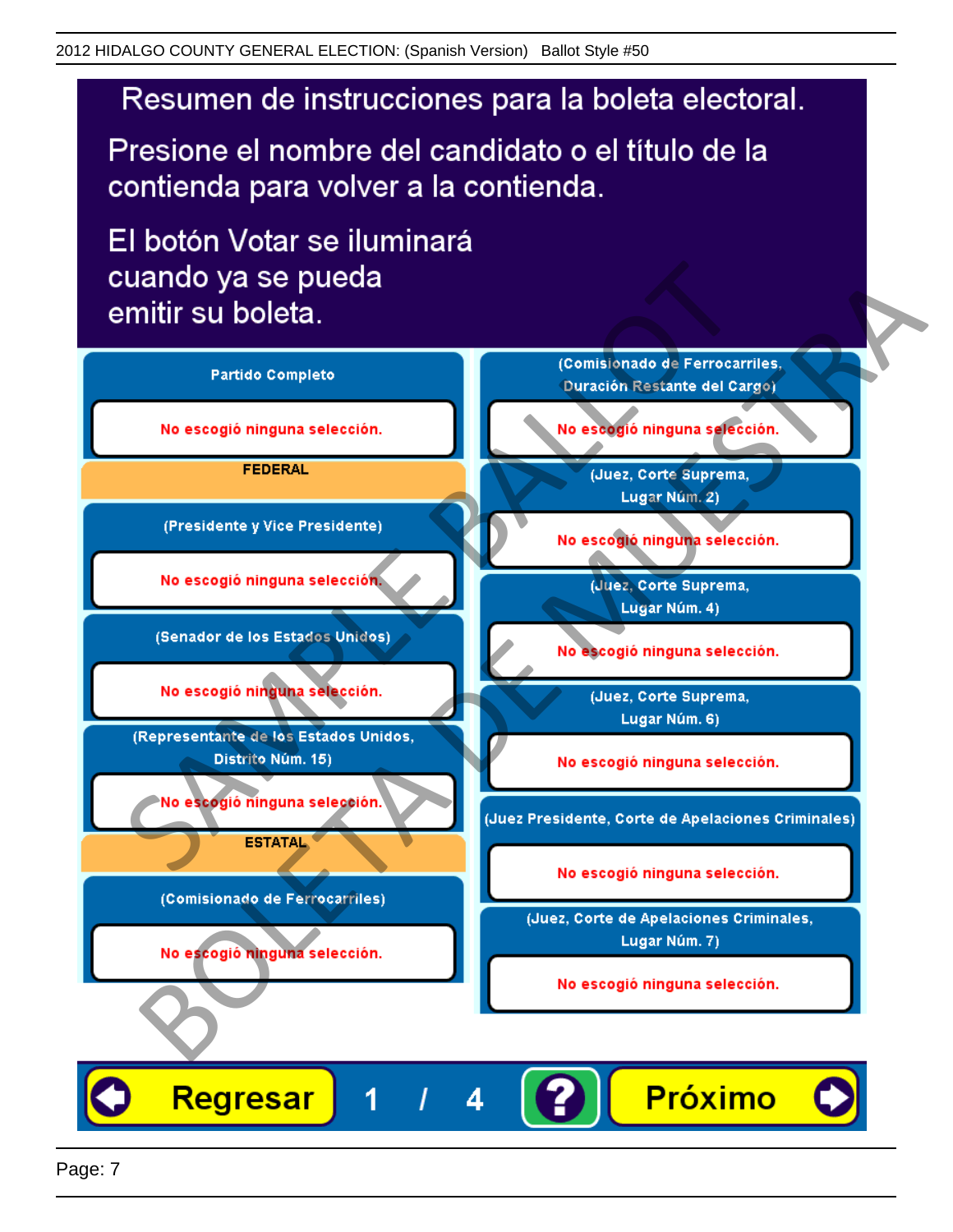2012 HIDALGO COUNTY GENERAL ELECTION: (Spanish Version) Ballot Style #50

# Resumen de instrucciones para la boleta electoral.

Presione el nombre del candidato o el título de la contienda para volver a la contienda.

El botón Votar se iluminará cuando ya se pueda emitir su boleta.

**Partido Completo**

No escogió ninguna selección.

**FEDERAL**

**(Presidente y Vice Presidente)**

No escogió ninguna selección.

**(Senador de los Estados Unidos)**

No escogió ninguna selección.

**(Representante de los Estados Unidos, Distrito Núm. 15)**

No escogió ninguna selección.

**ESTATAL**

**(Comisionado de Ferrocarriles)**

No escogió ninguna selección.

**(Comisionado de Ferrocarriles, Duración Restante del Cargo)**

No escogió ninguna selección.

**(Juez, Corte Suprema, Lugar Núm. 2)**

No escogió ninguna selección.

**(Juez, Corte Suprema, Lugar Núm. 4)**

No escogió ninguna selección.

**(Juez, Corte Suprema, Lugar Núm. 6)**

No escogió ninguna selección.

**(Juez Presidente, Corte de Apelaciones Criminales)**

No escogió ninguna selección.

**(Juez, Corte de Apelaciones Criminales, Lugar Núm. 7)**

No escogió ninguna selección.

Regresar 1 / 4 ? Próximo

SAMPLE BALLOT BOLETA DE MUESTRA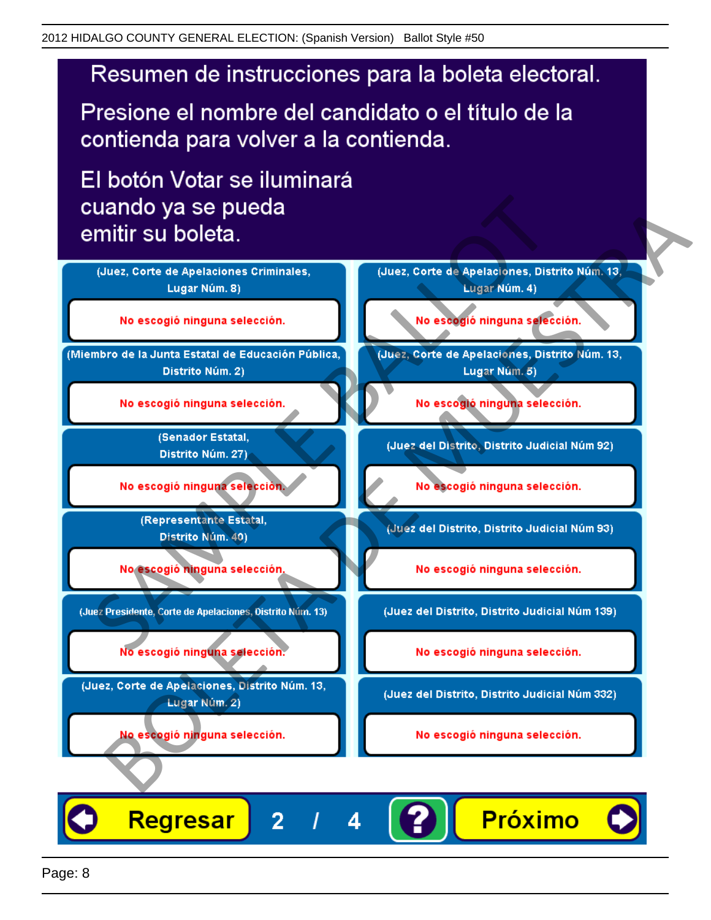# Resumen de instrucciones para la boleta electoral.

Presione el nombre del candidato o el título de la contienda para volver a la contienda.

El botón Votar se iluminará cuando ya se pueda emitir su boleta.

| Contienda | Selección |
|---|---|
| (Juez, Corte de Apelaciones Criminales, Lugar Núm. 8) | No escogió ninguna selección. |
| (Miembro de la Junta Estatal de Educación Pública, Distrito Núm. 2) | No escogió ninguna selección. |
| (Senador Estatal, Distrito Núm. 27) | No escogió ninguna selección. |
| (Representante Estatal, Distrito Núm. 40) | No escogió ninguna selección. |
| (Juez Presidente, Corte de Apelaciones, Distrito Núm. 13) | No escogió ninguna selección. |
| (Juez, Corte de Apelaciones, Distrito Núm. 13, Lugar Núm. 2) | No escogió ninguna selección. |
| (Juez, Corte de Apelaciones, Distrito Núm. 13, Lugar Núm. 4) | No escogió ninguna selección. |
| (Juez, Corte de Apelaciones, Distrito Núm. 13, Lugar Núm. 5) | No escogió ninguna selección. |
| (Juez del Distrito, Distrito Judicial Núm 92) | No escogió ninguna selección. |
| (Juez del Distrito, Distrito Judicial Núm 93) | No escogió ninguna selección. |
| (Juez del Distrito, Distrito Judicial Núm 139) | No escogió ninguna selección. |
| (Juez del Distrito, Distrito Judicial Núm 332) | No escogió ninguna selección. |

Regresar | 2 / 4 | ? | Próximo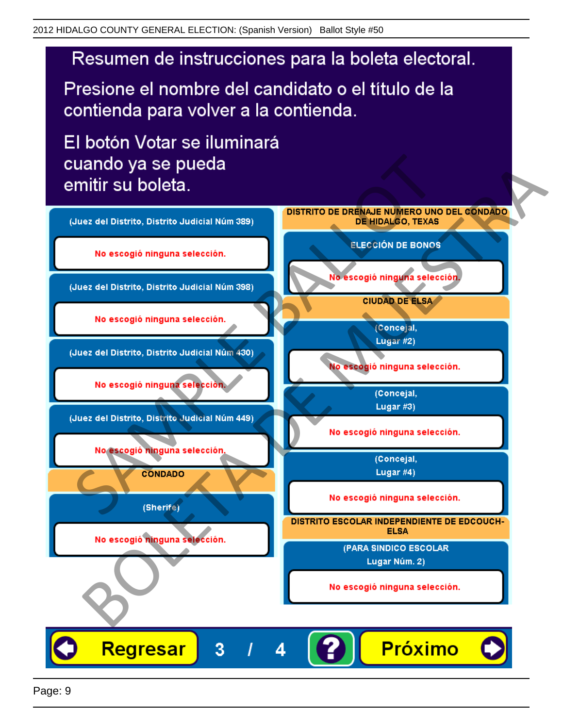2012 HIDALGO COUNTY GENERAL ELECTION: (Spanish Version) Ballot Style #50

# Resumen de instrucciones para la boleta electoral.

Presione el nombre del candidato o el título de la contienda para volver a la contienda.

El botón Votar se iluminará cuando ya se pueda emitir su boleta.

**(Juez del Distrito, Distrito Judicial Núm 389)**

No escogió ninguna selección.

**(Juez del Distrito, Distrito Judicial Núm 398)**

No escogió ninguna selección.

**(Juez del Distrito, Distrito Judicial Núm 430)**

No escogió ninguna selección.

**(Juez del Distrito, Distrito Judicial Núm 449)**

No escogió ninguna selección.

## CONDADO

**(Sherife)**

No escogió ninguna selección.

## DISTRITO DE DRENAJE NUMERO UNO DEL CONDADO DE HIDALGO, TEXAS

**ELECCIÓN DE BONOS**

No escogió ninguna selección.

## CIUDAD DE ELSA

**(Concejal, Lugar #2)**

No escogió ninguna selección.

**(Concejal, Lugar #3)**

No escogió ninguna selección.

**(Concejal, Lugar #4)**

No escogió ninguna selección.

## DISTRITO ESCOLAR INDEPENDIENTE DE EDCOUCH-ELSA

**(PARA SINDICO ESCOLAR Lugar Núm. 2)**

No escogió ninguna selección.

Regresar 3 / 4 ? Próximo

SAMPLE BALLOT BOLETA DE MUESTRA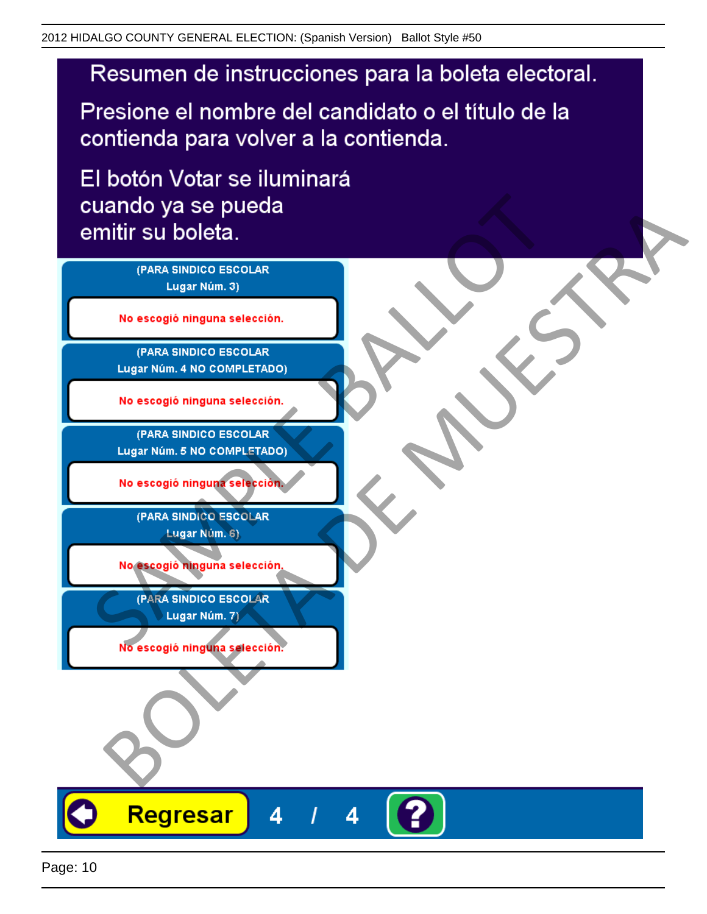# Resumen de instrucciones para la boleta electoral.

Presione el nombre del candidato o el título de la contienda para volver a la contienda.

El botón Votar se iluminará cuando ya se pueda emitir su boleta.

(PARA SINDICO ESCOLAR Lugar Núm. 3)

No escogió ninguna selección.

(PARA SINDICO ESCOLAR Lugar Núm. 4 NO COMPLETADO)

No escogió ninguna selección.

(PARA SINDICO ESCOLAR Lugar Núm. 5 NO COMPLETADO)

No escogió ninguna selección.

(PARA SINDICO ESCOLAR Lugar Núm. 6)

No escogió ninguna selección.

(PARA SINDICO ESCOLAR Lugar Núm. 7)

No escogió ninguna selección.

Regresar 4 / 4 ?

SAMPLE BALLOT BOLETA DE MUESTRA